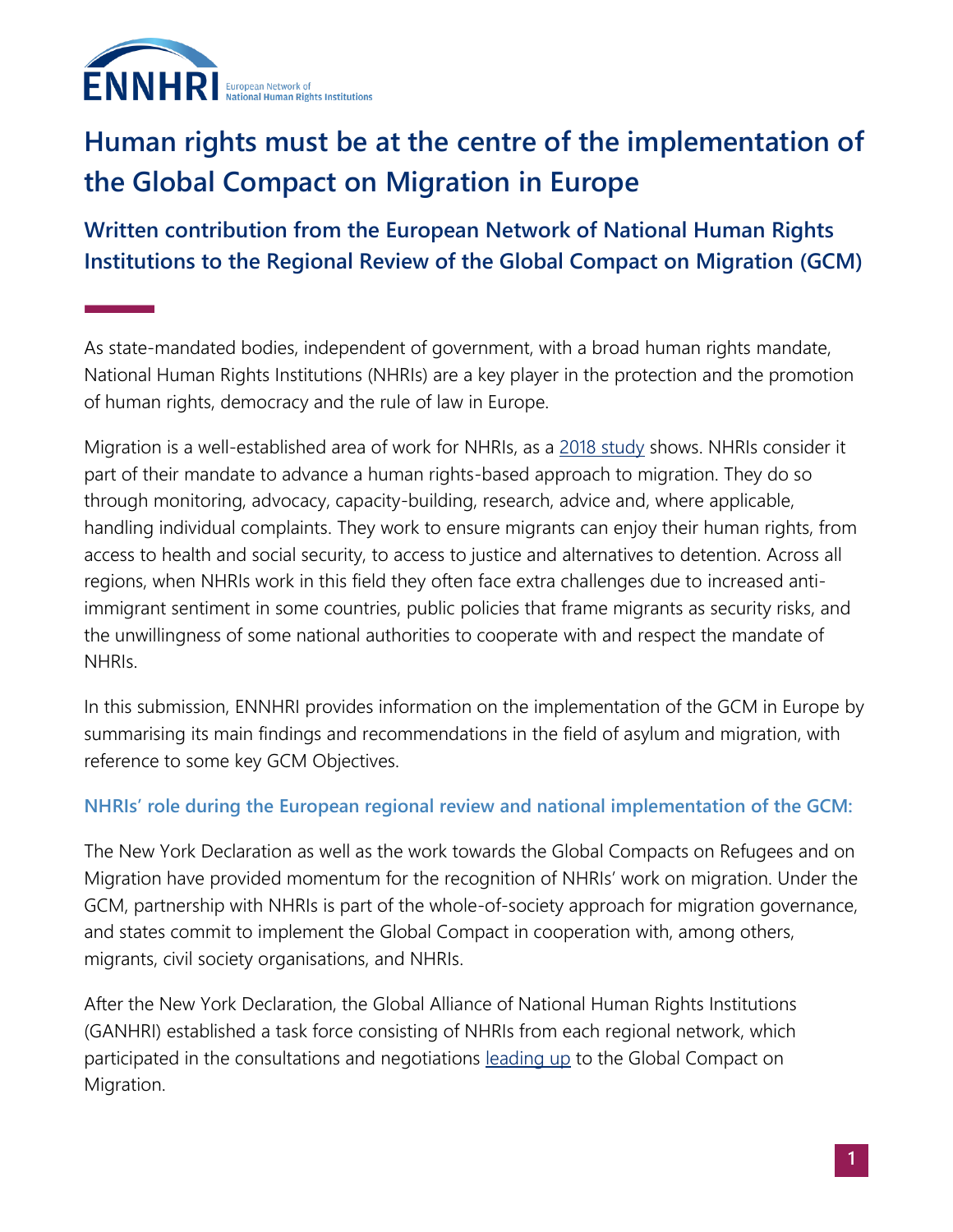ENNHRI European Network of National Human Rights Institutions

# Human rights must be at the centre of the implementation of the Global Compact on Migration in Europe

## Written contribution from the European Network of National Human Rights Institutions to the Regional Review of the Global Compact on Migration (GCM)

As state-mandated bodies, independent of government, with a broad human rights mandate, National Human Rights Institutions (NHRIs) are a key player in the protection and the promotion of human rights, democracy and the rule of law in Europe.

Migration is a well-established area of work for NHRIs, as a 2018 study shows. NHRIs consider it part of their mandate to advance a human rights-based approach to migration. They do so through monitoring, advocacy, capacity-building, research, advice and, where applicable, handling individual complaints. They work to ensure migrants can enjoy their human rights, from access to health and social security, to access to justice and alternatives to detention. Across all regions, when NHRIs work in this field they often face extra challenges due to increased anti-immigrant sentiment in some countries, public policies that frame migrants as security risks, and the unwillingness of some national authorities to cooperate with and respect the mandate of NHRIs.

In this submission, ENNHRI provides information on the implementation of the GCM in Europe by summarising its main findings and recommendations in the field of asylum and migration, with reference to some key GCM Objectives.

### NHRIs' role during the European regional review and national implementation of the GCM:

The New York Declaration as well as the work towards the Global Compacts on Refugees and on Migration have provided momentum for the recognition of NHRIs' work on migration. Under the GCM, partnership with NHRIs is part of the whole-of-society approach for migration governance, and states commit to implement the Global Compact in cooperation with, among others, migrants, civil society organisations, and NHRIs.

After the New York Declaration, the Global Alliance of National Human Rights Institutions (GANHRI) established a task force consisting of NHRIs from each regional network, which participated in the consultations and negotiations leading up to the Global Compact on Migration.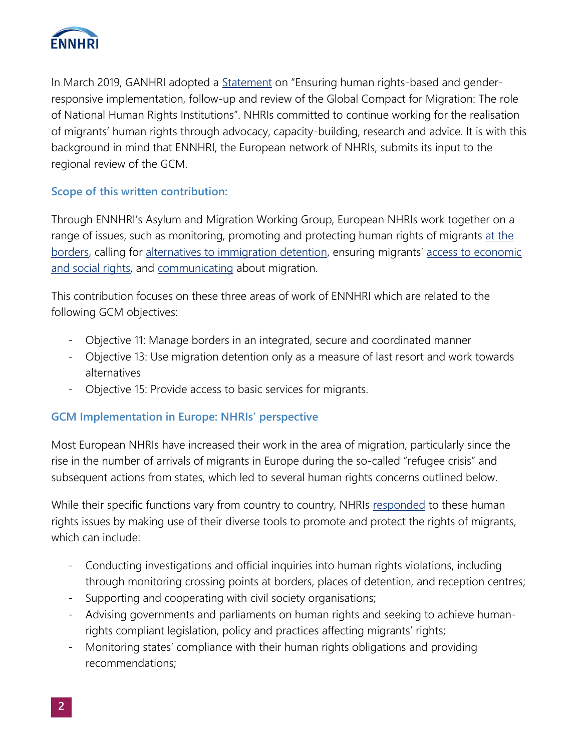In March 2019, GANHRI adopted a Statement on "Ensuring human rights-based and gender-responsive implementation, follow-up and review of the Global Compact for Migration: The role of National Human Rights Institutions". NHRIs committed to continue working for the realisation of migrants' human rights through advocacy, capacity-building, research and advice. It is with this background in mind that ENNHRI, the European network of NHRIs, submits its input to the regional review of the GCM.

### Scope of this written contribution:

Through ENNHRI's Asylum and Migration Working Group, European NHRIs work together on a range of issues, such as monitoring, promoting and protecting human rights of migrants at the borders, calling for alternatives to immigration detention, ensuring migrants' access to economic and social rights, and communicating about migration.

This contribution focuses on these three areas of work of ENNHRI which are related to the following GCM objectives:

- Objective 11: Manage borders in an integrated, secure and coordinated manner
- Objective 13: Use migration detention only as a measure of last resort and work towards alternatives
- Objective 15: Provide access to basic services for migrants.

### GCM Implementation in Europe: NHRIs' perspective

Most European NHRIs have increased their work in the area of migration, particularly since the rise in the number of arrivals of migrants in Europe during the so-called "refugee crisis" and subsequent actions from states, which led to several human rights concerns outlined below.

While their specific functions vary from country to country, NHRIs responded to these human rights issues by making use of their diverse tools to promote and protect the rights of migrants, which can include:

- Conducting investigations and official inquiries into human rights violations, including through monitoring crossing points at borders, places of detention, and reception centres;
- Supporting and cooperating with civil society organisations;
- Advising governments and parliaments on human rights and seeking to achieve human-rights compliant legislation, policy and practices affecting migrants' rights;
- Monitoring states' compliance with their human rights obligations and providing recommendations;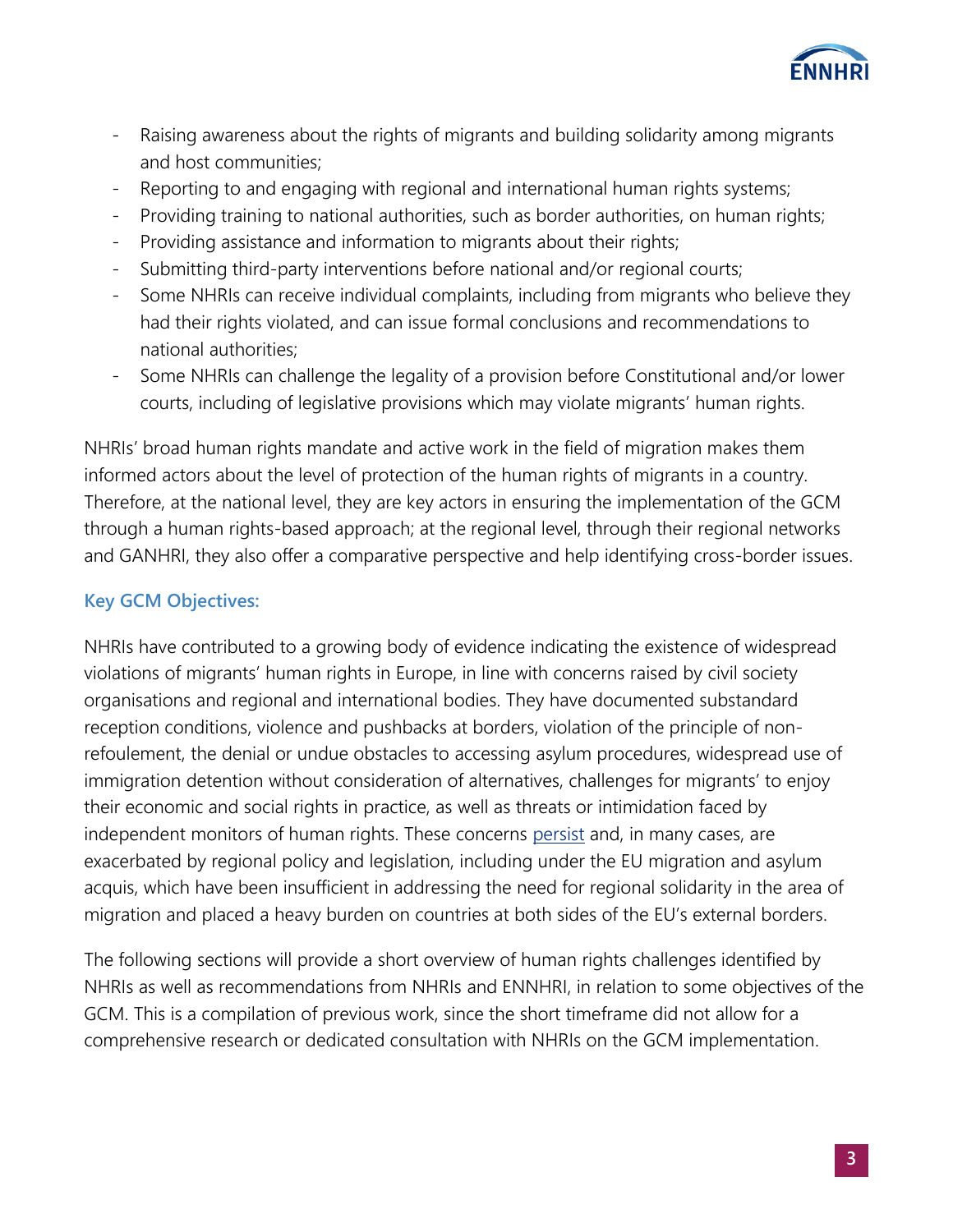- Raising awareness about the rights of migrants and building solidarity among migrants and host communities;
- Reporting to and engaging with regional and international human rights systems;
- Providing training to national authorities, such as border authorities, on human rights;
- Providing assistance and information to migrants about their rights;
- Submitting third-party interventions before national and/or regional courts;
- Some NHRIs can receive individual complaints, including from migrants who believe they had their rights violated, and can issue formal conclusions and recommendations to national authorities;
- Some NHRIs can challenge the legality of a provision before Constitutional and/or lower courts, including of legislative provisions which may violate migrants' human rights.

NHRIs' broad human rights mandate and active work in the field of migration makes them informed actors about the level of protection of the human rights of migrants in a country. Therefore, at the national level, they are key actors in ensuring the implementation of the GCM through a human rights-based approach; at the regional level, through their regional networks and GANHRI, they also offer a comparative perspective and help identifying cross-border issues.

### Key GCM Objectives:

NHRIs have contributed to a growing body of evidence indicating the existence of widespread violations of migrants' human rights in Europe, in line with concerns raised by civil society organisations and regional and international bodies. They have documented substandard reception conditions, violence and pushbacks at borders, violation of the principle of non-refoulement, the denial or undue obstacles to accessing asylum procedures, widespread use of immigration detention without consideration of alternatives, challenges for migrants' to enjoy their economic and social rights in practice, as well as threats or intimidation faced by independent monitors of human rights. These concerns persist and, in many cases, are exacerbated by regional policy and legislation, including under the EU migration and asylum acquis, which have been insufficient in addressing the need for regional solidarity in the area of migration and placed a heavy burden on countries at both sides of the EU's external borders.

The following sections will provide a short overview of human rights challenges identified by NHRIs as well as recommendations from NHRIs and ENNHRI, in relation to some objectives of the GCM. This is a compilation of previous work, since the short timeframe did not allow for a comprehensive research or dedicated consultation with NHRIs on the GCM implementation.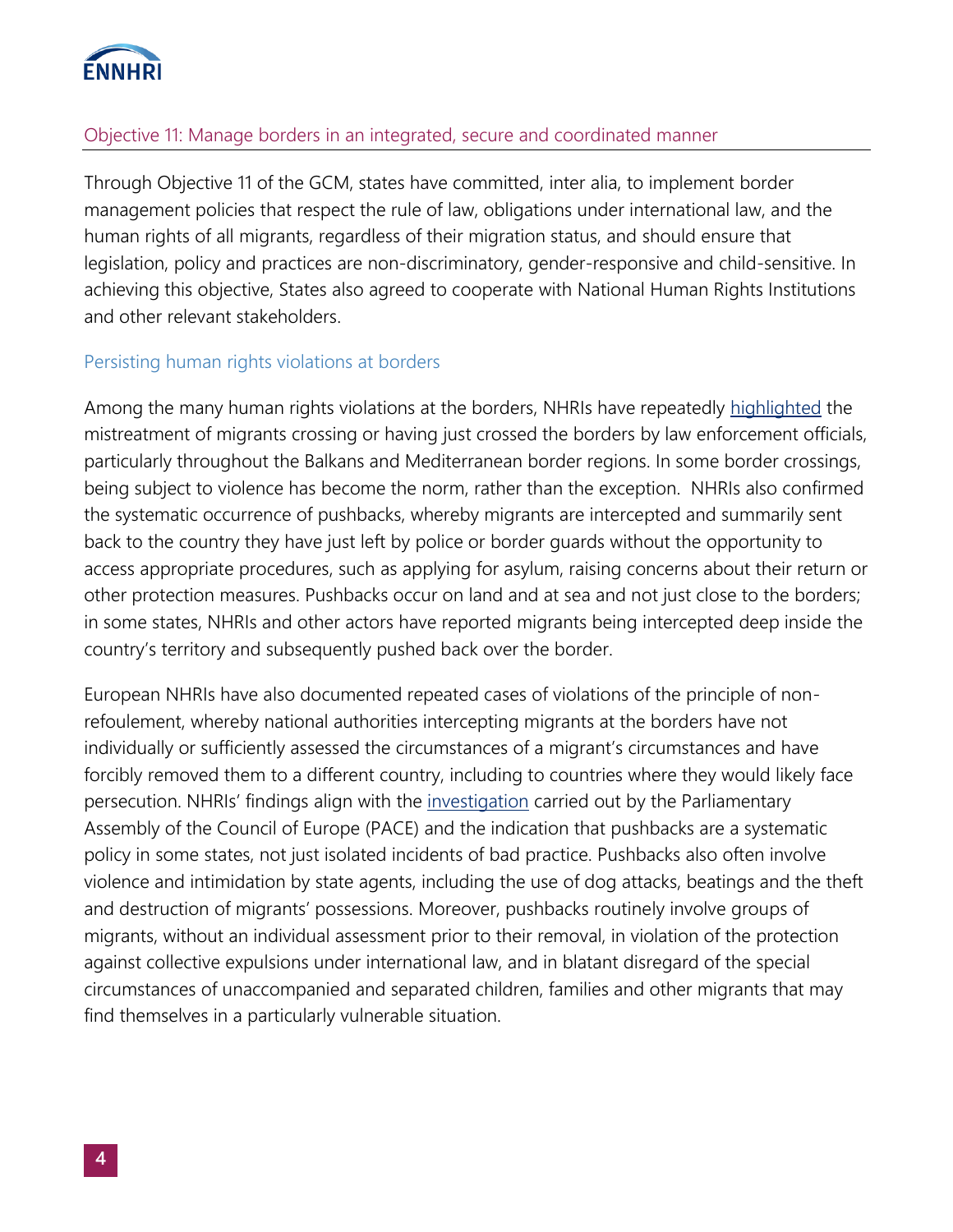## Objective 11: Manage borders in an integrated, secure and coordinated manner

Through Objective 11 of the GCM, states have committed, inter alia, to implement border management policies that respect the rule of law, obligations under international law, and the human rights of all migrants, regardless of their migration status, and should ensure that legislation, policy and practices are non-discriminatory, gender-responsive and child-sensitive. In achieving this objective, States also agreed to cooperate with National Human Rights Institutions and other relevant stakeholders.

### Persisting human rights violations at borders

Among the many human rights violations at the borders, NHRIs have repeatedly highlighted the mistreatment of migrants crossing or having just crossed the borders by law enforcement officials, particularly throughout the Balkans and Mediterranean border regions. In some border crossings, being subject to violence has become the norm, rather than the exception.  NHRIs also confirmed the systematic occurrence of pushbacks, whereby migrants are intercepted and summarily sent back to the country they have just left by police or border guards without the opportunity to access appropriate procedures, such as applying for asylum, raising concerns about their return or other protection measures. Pushbacks occur on land and at sea and not just close to the borders; in some states, NHRIs and other actors have reported migrants being intercepted deep inside the country's territory and subsequently pushed back over the border.

European NHRIs have also documented repeated cases of violations of the principle of non-refoulement, whereby national authorities intercepting migrants at the borders have not individually or sufficiently assessed the circumstances of a migrant's circumstances and have forcibly removed them to a different country, including to countries where they would likely face persecution. NHRIs' findings align with the investigation carried out by the Parliamentary Assembly of the Council of Europe (PACE) and the indication that pushbacks are a systematic policy in some states, not just isolated incidents of bad practice. Pushbacks also often involve violence and intimidation by state agents, including the use of dog attacks, beatings and the theft and destruction of migrants' possessions. Moreover, pushbacks routinely involve groups of migrants, without an individual assessment prior to their removal, in violation of the protection against collective expulsions under international law, and in blatant disregard of the special circumstances of unaccompanied and separated children, families and other migrants that may find themselves in a particularly vulnerable situation.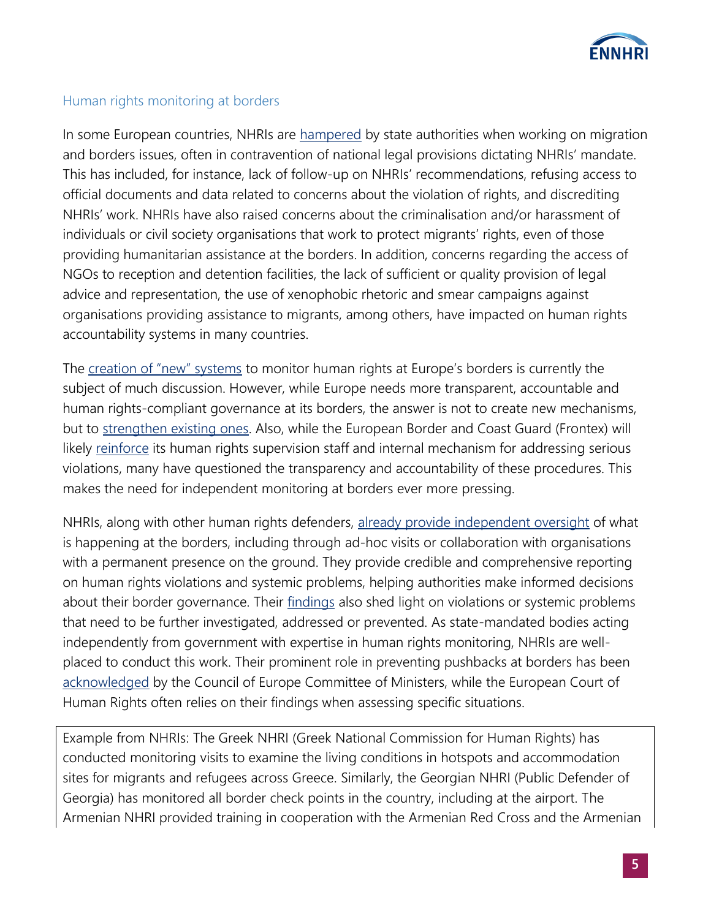## Human rights monitoring at borders

In some European countries, NHRIs are hampered by state authorities when working on migration and borders issues, often in contravention of national legal provisions dictating NHRIs' mandate. This has included, for instance, lack of follow-up on NHRIs' recommendations, refusing access to official documents and data related to concerns about the violation of rights, and discrediting NHRIs' work. NHRIs have also raised concerns about the criminalisation and/or harassment of individuals or civil society organisations that work to protect migrants' rights, even of those providing humanitarian assistance at the borders. In addition, concerns regarding the access of NGOs to reception and detention facilities, the lack of sufficient or quality provision of legal advice and representation, the use of xenophobic rhetoric and smear campaigns against organisations providing assistance to migrants, among others, have impacted on human rights accountability systems in many countries.

The creation of "new" systems to monitor human rights at Europe's borders is currently the subject of much discussion. However, while Europe needs more transparent, accountable and human rights-compliant governance at its borders, the answer is not to create new mechanisms, but to strengthen existing ones. Also, while the European Border and Coast Guard (Frontex) will likely reinforce its human rights supervision staff and internal mechanism for addressing serious violations, many have questioned the transparency and accountability of these procedures. This makes the need for independent monitoring at borders ever more pressing.

NHRIs, along with other human rights defenders, already provide independent oversight of what is happening at the borders, including through ad-hoc visits or collaboration with organisations with a permanent presence on the ground. They provide credible and comprehensive reporting on human rights violations and systemic problems, helping authorities make informed decisions about their border governance. Their findings also shed light on violations or systemic problems that need to be further investigated, addressed or prevented. As state-mandated bodies acting independently from government with expertise in human rights monitoring, NHRIs are well-placed to conduct this work. Their prominent role in preventing pushbacks at borders has been acknowledged by the Council of Europe Committee of Ministers, while the European Court of Human Rights often relies on their findings when assessing specific situations.

Example from NHRIs: The Greek NHRI (Greek National Commission for Human Rights) has conducted monitoring visits to examine the living conditions in hotspots and accommodation sites for migrants and refugees across Greece. Similarly, the Georgian NHRI (Public Defender of Georgia) has monitored all border check points in the country, including at the airport. The Armenian NHRI provided training in cooperation with the Armenian Red Cross and the Armenian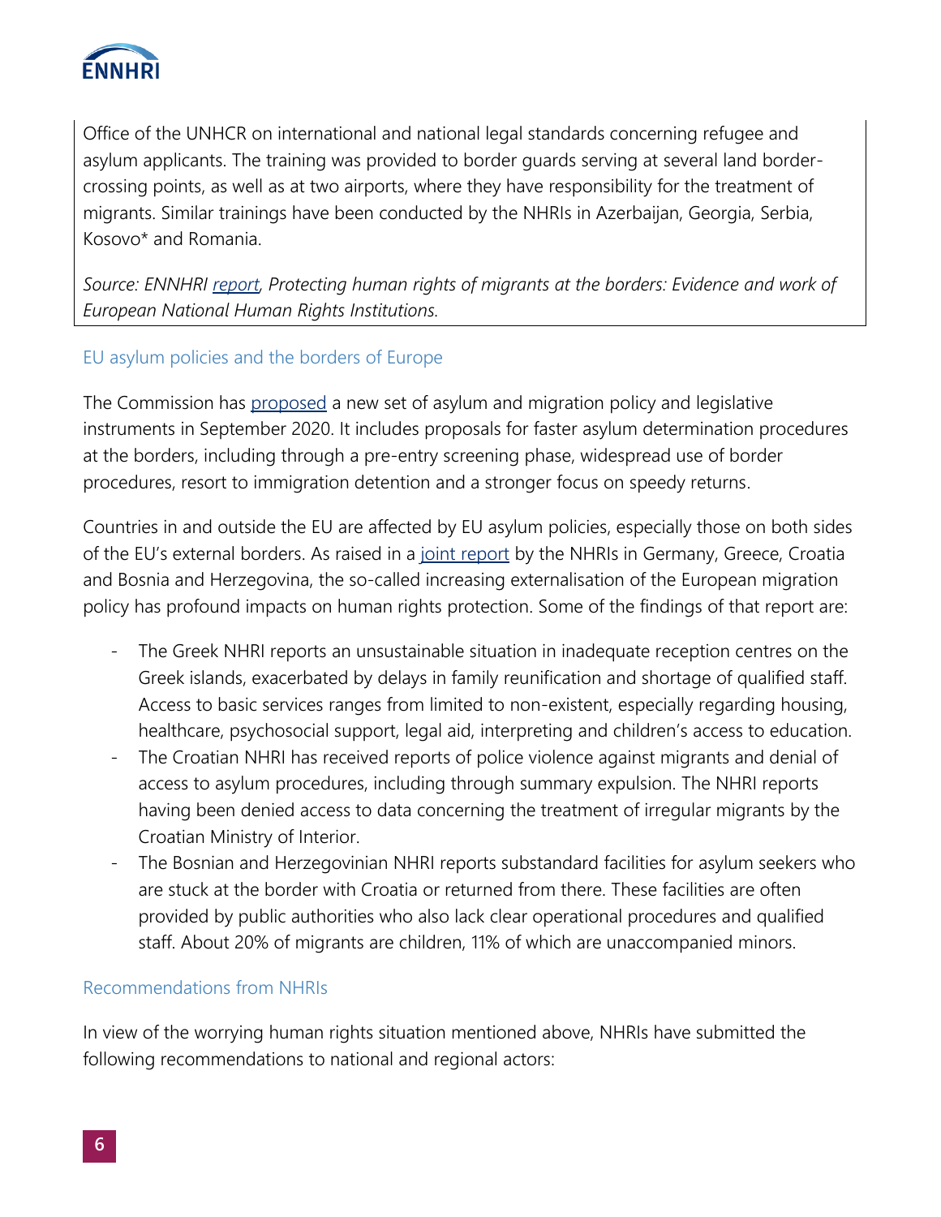Office of the UNHCR on international and national legal standards concerning refugee and asylum applicants. The training was provided to border guards serving at several land border-crossing points, as well as at two airports, where they have responsibility for the treatment of migrants. Similar trainings have been conducted by the NHRIs in Azerbaijan, Georgia, Serbia, Kosovo* and Romania.

*Source: ENNHRI report, Protecting human rights of migrants at the borders: Evidence and work of European National Human Rights Institutions.*

### EU asylum policies and the borders of Europe

The Commission has proposed a new set of asylum and migration policy and legislative instruments in September 2020. It includes proposals for faster asylum determination procedures at the borders, including through a pre-entry screening phase, widespread use of border procedures, resort to immigration detention and a stronger focus on speedy returns.

Countries in and outside the EU are affected by EU asylum policies, especially those on both sides of the EU's external borders. As raised in a joint report by the NHRIs in Germany, Greece, Croatia and Bosnia and Herzegovina, the so-called increasing externalisation of the European migration policy has profound impacts on human rights protection. Some of the findings of that report are:

- The Greek NHRI reports an unsustainable situation in inadequate reception centres on the Greek islands, exacerbated by delays in family reunification and shortage of qualified staff. Access to basic services ranges from limited to non-existent, especially regarding housing, healthcare, psychosocial support, legal aid, interpreting and children's access to education.
- The Croatian NHRI has received reports of police violence against migrants and denial of access to asylum procedures, including through summary expulsion. The NHRI reports having been denied access to data concerning the treatment of irregular migrants by the Croatian Ministry of Interior.
- The Bosnian and Herzegovinian NHRI reports substandard facilities for asylum seekers who are stuck at the border with Croatia or returned from there. These facilities are often provided by public authorities who also lack clear operational procedures and qualified staff. About 20% of migrants are children, 11% of which are unaccompanied minors.

### Recommendations from NHRIs

In view of the worrying human rights situation mentioned above, NHRIs have submitted the following recommendations to national and regional actors: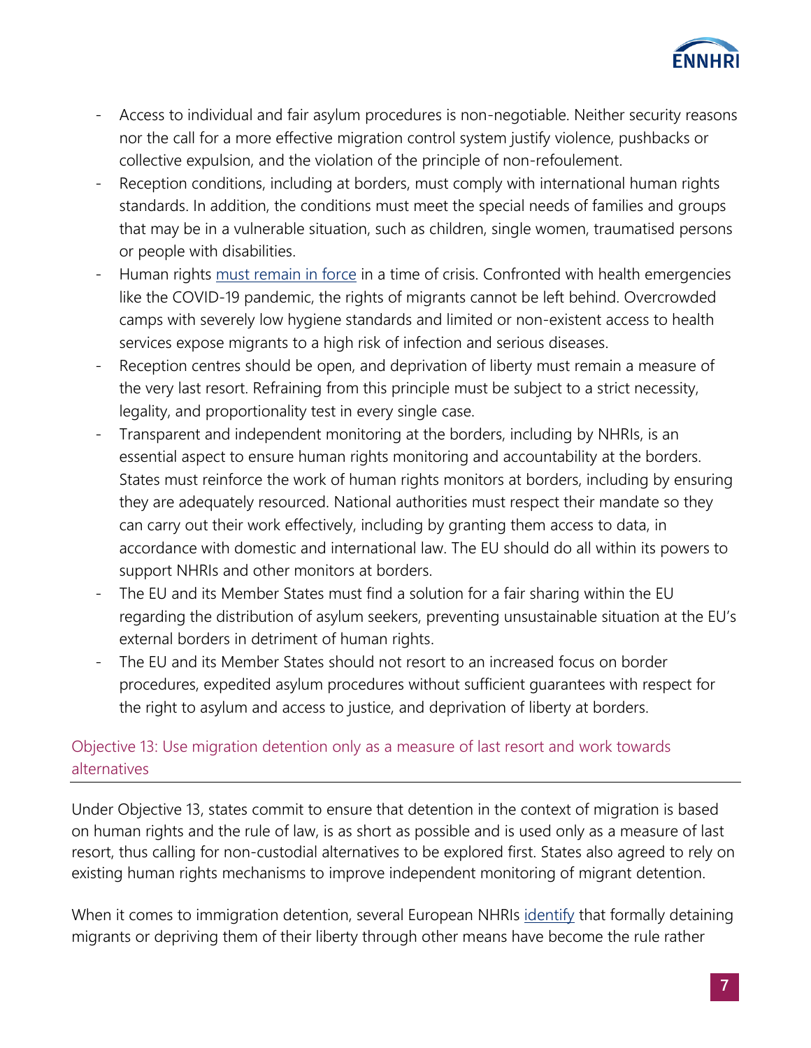- Access to individual and fair asylum procedures is non-negotiable. Neither security reasons nor the call for a more effective migration control system justify violence, pushbacks or collective expulsion, and the violation of the principle of non-refoulement.
- Reception conditions, including at borders, must comply with international human rights standards. In addition, the conditions must meet the special needs of families and groups that may be in a vulnerable situation, such as children, single women, traumatised persons or people with disabilities.
- Human rights must remain in force in a time of crisis. Confronted with health emergencies like the COVID-19 pandemic, the rights of migrants cannot be left behind. Overcrowded camps with severely low hygiene standards and limited or non-existent access to health services expose migrants to a high risk of infection and serious diseases.
- Reception centres should be open, and deprivation of liberty must remain a measure of the very last resort. Refraining from this principle must be subject to a strict necessity, legality, and proportionality test in every single case.
- Transparent and independent monitoring at the borders, including by NHRIs, is an essential aspect to ensure human rights monitoring and accountability at the borders. States must reinforce the work of human rights monitors at borders, including by ensuring they are adequately resourced. National authorities must respect their mandate so they can carry out their work effectively, including by granting them access to data, in accordance with domestic and international law. The EU should do all within its powers to support NHRIs and other monitors at borders.
- The EU and its Member States must find a solution for a fair sharing within the EU regarding the distribution of asylum seekers, preventing unsustainable situation at the EU's external borders in detriment of human rights.
- The EU and its Member States should not resort to an increased focus on border procedures, expedited asylum procedures without sufficient guarantees with respect for the right to asylum and access to justice, and deprivation of liberty at borders.

## Objective 13: Use migration detention only as a measure of last resort and work towards alternatives

Under Objective 13, states commit to ensure that detention in the context of migration is based on human rights and the rule of law, is as short as possible and is used only as a measure of last resort, thus calling for non-custodial alternatives to be explored first. States also agreed to rely on existing human rights mechanisms to improve independent monitoring of migrant detention.

When it comes to immigration detention, several European NHRIs identify that formally detaining migrants or depriving them of their liberty through other means have become the rule rather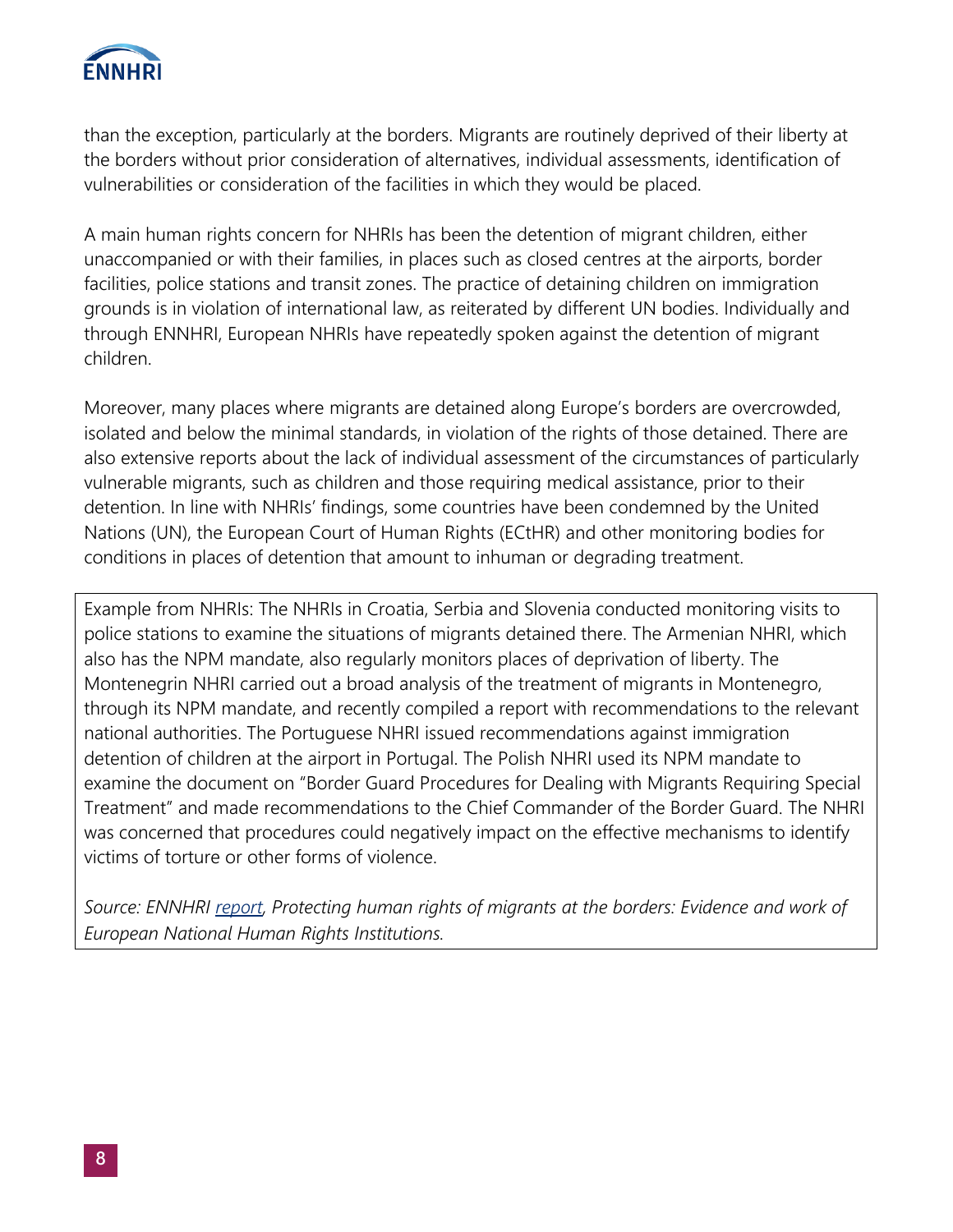than the exception, particularly at the borders. Migrants are routinely deprived of their liberty at the borders without prior consideration of alternatives, individual assessments, identification of vulnerabilities or consideration of the facilities in which they would be placed.

A main human rights concern for NHRIs has been the detention of migrant children, either unaccompanied or with their families, in places such as closed centres at the airports, border facilities, police stations and transit zones. The practice of detaining children on immigration grounds is in violation of international law, as reiterated by different UN bodies. Individually and through ENNHRI, European NHRIs have repeatedly spoken against the detention of migrant children.

Moreover, many places where migrants are detained along Europe's borders are overcrowded, isolated and below the minimal standards, in violation of the rights of those detained. There are also extensive reports about the lack of individual assessment of the circumstances of particularly vulnerable migrants, such as children and those requiring medical assistance, prior to their detention. In line with NHRIs' findings, some countries have been condemned by the United Nations (UN), the European Court of Human Rights (ECtHR) and other monitoring bodies for conditions in places of detention that amount to inhuman or degrading treatment.

> Example from NHRIs: The NHRIs in Croatia, Serbia and Slovenia conducted monitoring visits to police stations to examine the situations of migrants detained there. The Armenian NHRI, which also has the NPM mandate, also regularly monitors places of deprivation of liberty. The Montenegrin NHRI carried out a broad analysis of the treatment of migrants in Montenegro, through its NPM mandate, and recently compiled a report with recommendations to the relevant national authorities. The Portuguese NHRI issued recommendations against immigration detention of children at the airport in Portugal. The Polish NHRI used its NPM mandate to examine the document on "Border Guard Procedures for Dealing with Migrants Requiring Special Treatment" and made recommendations to the Chief Commander of the Border Guard. The NHRI was concerned that procedures could negatively impact on the effective mechanisms to identify victims of torture or other forms of violence.
>
> *Source: ENNHRI report, Protecting human rights of migrants at the borders: Evidence and work of European National Human Rights Institutions.*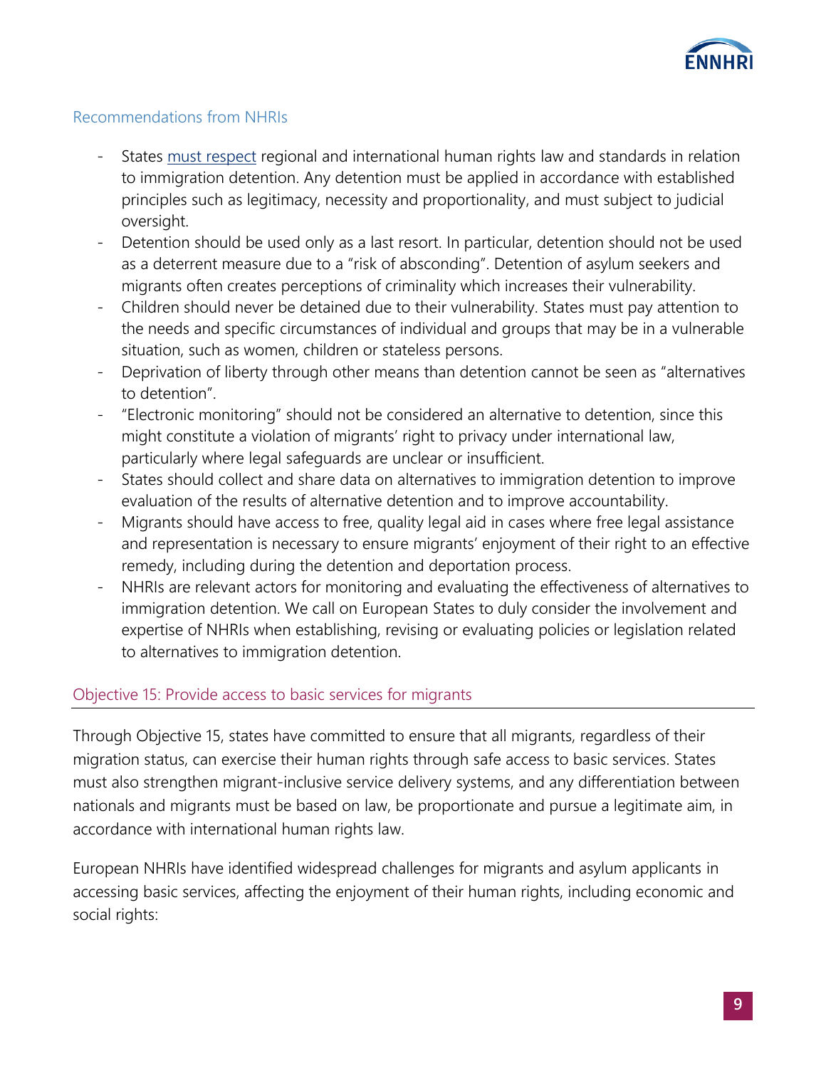### Recommendations from NHRIs

- States [must respect]() regional and international human rights law and standards in relation to immigration detention. Any detention must be applied in accordance with established principles such as legitimacy, necessity and proportionality, and must subject to judicial oversight.
- Detention should be used only as a last resort. In particular, detention should not be used as a deterrent measure due to a "risk of absconding". Detention of asylum seekers and migrants often creates perceptions of criminality which increases their vulnerability.
- Children should never be detained due to their vulnerability. States must pay attention to the needs and specific circumstances of individual and groups that may be in a vulnerable situation, such as women, children or stateless persons.
- Deprivation of liberty through other means than detention cannot be seen as "alternatives to detention".
- "Electronic monitoring" should not be considered an alternative to detention, since this might constitute a violation of migrants' right to privacy under international law, particularly where legal safeguards are unclear or insufficient.
- States should collect and share data on alternatives to immigration detention to improve evaluation of the results of alternative detention and to improve accountability.
- Migrants should have access to free, quality legal aid in cases where free legal assistance and representation is necessary to ensure migrants' enjoyment of their right to an effective remedy, including during the detention and deportation process.
- NHRIs are relevant actors for monitoring and evaluating the effectiveness of alternatives to immigration detention. We call on European States to duly consider the involvement and expertise of NHRIs when establishing, revising or evaluating policies or legislation related to alternatives to immigration detention.

## Objective 15: Provide access to basic services for migrants

Through Objective 15, states have committed to ensure that all migrants, regardless of their migration status, can exercise their human rights through safe access to basic services. States must also strengthen migrant-inclusive service delivery systems, and any differentiation between nationals and migrants must be based on law, be proportionate and pursue a legitimate aim, in accordance with international human rights law.

European NHRIs have identified widespread challenges for migrants and asylum applicants in accessing basic services, affecting the enjoyment of their human rights, including economic and social rights: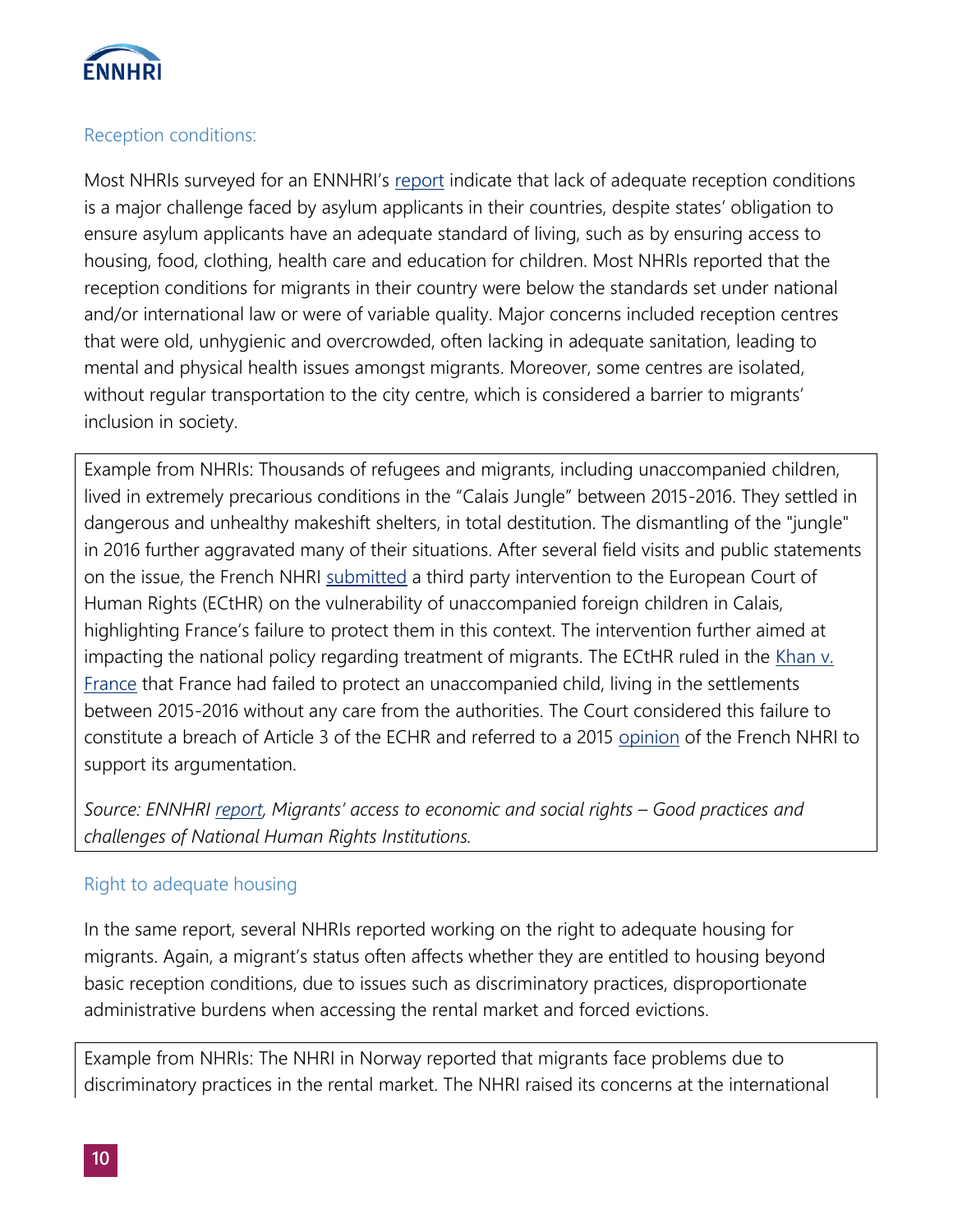### Reception conditions:

Most NHRIs surveyed for an ENNHRI's report indicate that lack of adequate reception conditions is a major challenge faced by asylum applicants in their countries, despite states' obligation to ensure asylum applicants have an adequate standard of living, such as by ensuring access to housing, food, clothing, health care and education for children. Most NHRIs reported that the reception conditions for migrants in their country were below the standards set under national and/or international law or were of variable quality. Major concerns included reception centres that were old, unhygienic and overcrowded, often lacking in adequate sanitation, leading to mental and physical health issues amongst migrants. Moreover, some centres are isolated, without regular transportation to the city centre, which is considered a barrier to migrants' inclusion in society.

> Example from NHRIs: Thousands of refugees and migrants, including unaccompanied children, lived in extremely precarious conditions in the "Calais Jungle" between 2015-2016. They settled in dangerous and unhealthy makeshift shelters, in total destitution. The dismantling of the "jungle" in 2016 further aggravated many of their situations. After several field visits and public statements on the issue, the French NHRI submitted a third party intervention to the European Court of Human Rights (ECtHR) on the vulnerability of unaccompanied foreign children in Calais, highlighting France's failure to protect them in this context. The intervention further aimed at impacting the national policy regarding treatment of migrants. The ECtHR ruled in the Khan v. France that France had failed to protect an unaccompanied child, living in the settlements between 2015-2016 without any care from the authorities. The Court considered this failure to constitute a breach of Article 3 of the ECHR and referred to a 2015 opinion of the French NHRI to support its argumentation.
>
> *Source: ENNHRI report, Migrants' access to economic and social rights – Good practices and challenges of National Human Rights Institutions.*

### Right to adequate housing

In the same report, several NHRIs reported working on the right to adequate housing for migrants. Again, a migrant's status often affects whether they are entitled to housing beyond basic reception conditions, due to issues such as discriminatory practices, disproportionate administrative burdens when accessing the rental market and forced evictions.

> Example from NHRIs: The NHRI in Norway reported that migrants face problems due to discriminatory practices in the rental market. The NHRI raised its concerns at the international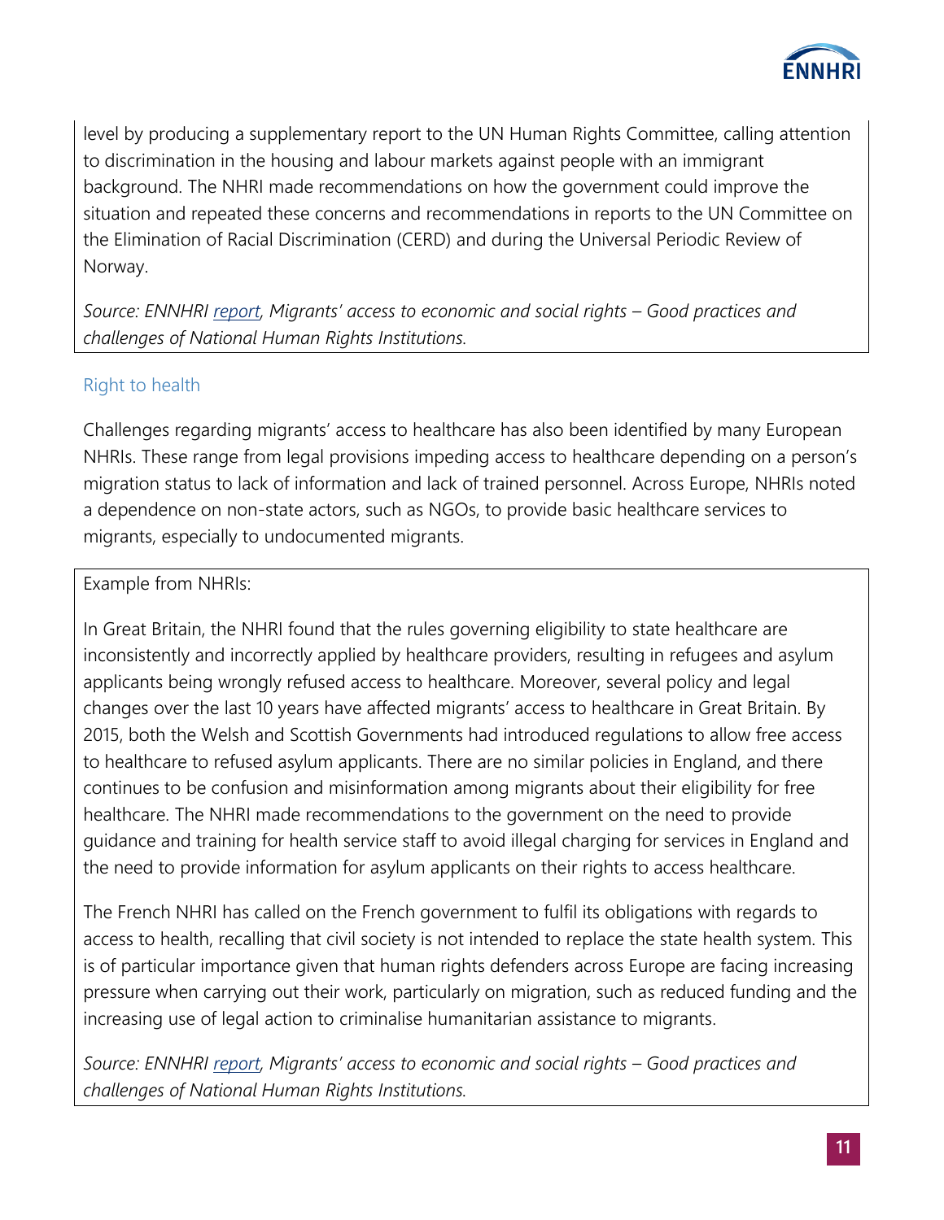level by producing a supplementary report to the UN Human Rights Committee, calling attention to discrimination in the housing and labour markets against people with an immigrant background. The NHRI made recommendations on how the government could improve the situation and repeated these concerns and recommendations in reports to the UN Committee on the Elimination of Racial Discrimination (CERD) and during the Universal Periodic Review of Norway.

*Source: ENNHRI report, Migrants' access to economic and social rights – Good practices and challenges of National Human Rights Institutions.*

### Right to health

Challenges regarding migrants' access to healthcare has also been identified by many European NHRIs. These range from legal provisions impeding access to healthcare depending on a person's migration status to lack of information and lack of trained personnel. Across Europe, NHRIs noted a dependence on non-state actors, such as NGOs, to provide basic healthcare services to migrants, especially to undocumented migrants.

Example from NHRIs:

In Great Britain, the NHRI found that the rules governing eligibility to state healthcare are inconsistently and incorrectly applied by healthcare providers, resulting in refugees and asylum applicants being wrongly refused access to healthcare. Moreover, several policy and legal changes over the last 10 years have affected migrants' access to healthcare in Great Britain. By 2015, both the Welsh and Scottish Governments had introduced regulations to allow free access to healthcare to refused asylum applicants. There are no similar policies in England, and there continues to be confusion and misinformation among migrants about their eligibility for free healthcare. The NHRI made recommendations to the government on the need to provide guidance and training for health service staff to avoid illegal charging for services in England and the need to provide information for asylum applicants on their rights to access healthcare.

The French NHRI has called on the French government to fulfil its obligations with regards to access to health, recalling that civil society is not intended to replace the state health system. This is of particular importance given that human rights defenders across Europe are facing increasing pressure when carrying out their work, particularly on migration, such as reduced funding and the increasing use of legal action to criminalise humanitarian assistance to migrants.

*Source: ENNHRI report, Migrants' access to economic and social rights – Good practices and challenges of National Human Rights Institutions.*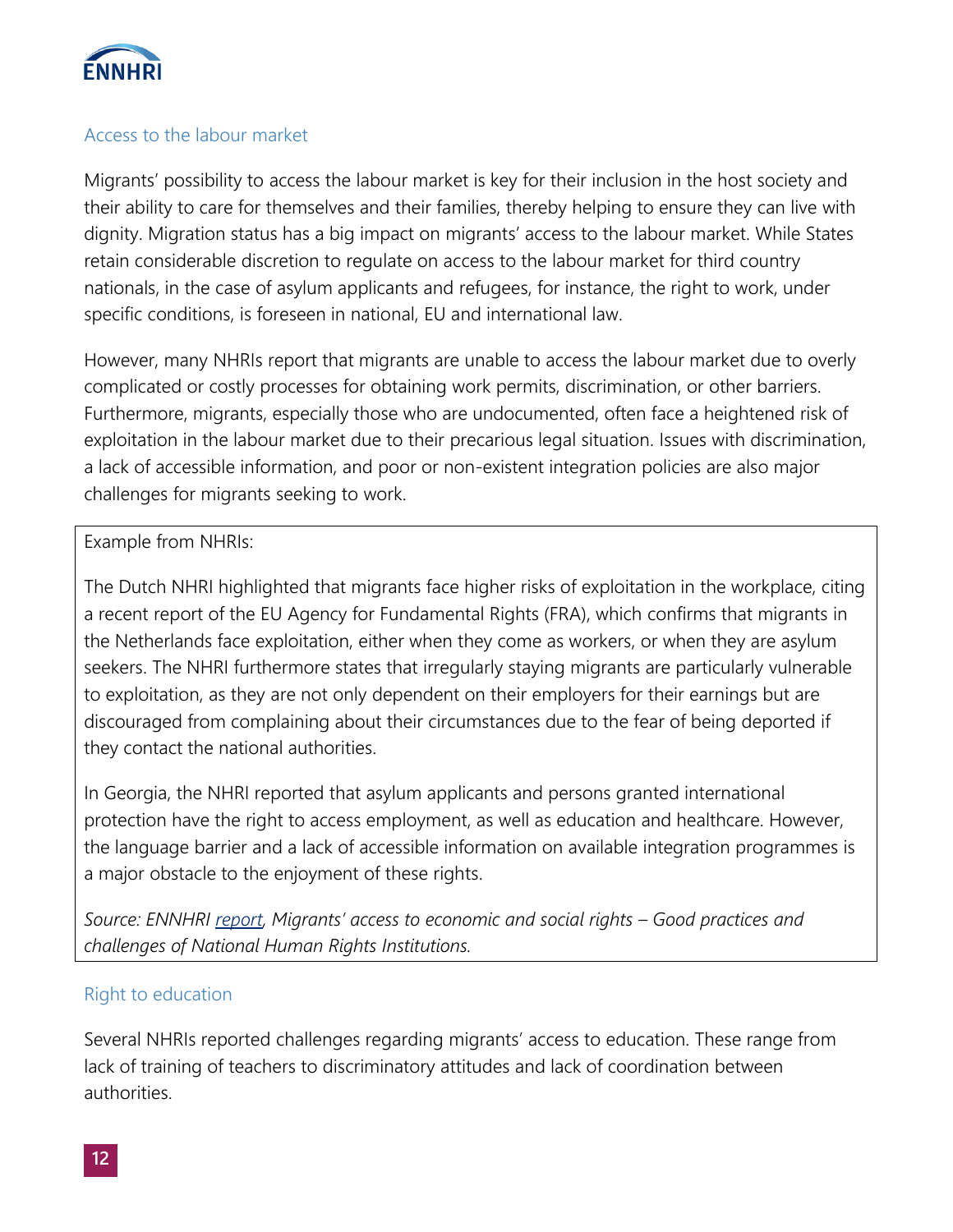## Access to the labour market

Migrants' possibility to access the labour market is key for their inclusion in the host society and their ability to care for themselves and their families, thereby helping to ensure they can live with dignity. Migration status has a big impact on migrants' access to the labour market. While States retain considerable discretion to regulate on access to the labour market for third country nationals, in the case of asylum applicants and refugees, for instance, the right to work, under specific conditions, is foreseen in national, EU and international law.

However, many NHRIs report that migrants are unable to access the labour market due to overly complicated or costly processes for obtaining work permits, discrimination, or other barriers. Furthermore, migrants, especially those who are undocumented, often face a heightened risk of exploitation in the labour market due to their precarious legal situation. Issues with discrimination, a lack of accessible information, and poor or non-existent integration policies are also major challenges for migrants seeking to work.

> Example from NHRIs:
>
> The Dutch NHRI highlighted that migrants face higher risks of exploitation in the workplace, citing a recent report of the EU Agency for Fundamental Rights (FRA), which confirms that migrants in the Netherlands face exploitation, either when they come as workers, or when they are asylum seekers. The NHRI furthermore states that irregularly staying migrants are particularly vulnerable to exploitation, as they are not only dependent on their employers for their earnings but are discouraged from complaining about their circumstances due to the fear of being deported if they contact the national authorities.
>
> In Georgia, the NHRI reported that asylum applicants and persons granted international protection have the right to access employment, as well as education and healthcare. However, the language barrier and a lack of accessible information on available integration programmes is a major obstacle to the enjoyment of these rights.
>
> *Source: ENNHRI report, Migrants' access to economic and social rights – Good practices and challenges of National Human Rights Institutions.*

## Right to education

Several NHRIs reported challenges regarding migrants' access to education. These range from lack of training of teachers to discriminatory attitudes and lack of coordination between authorities.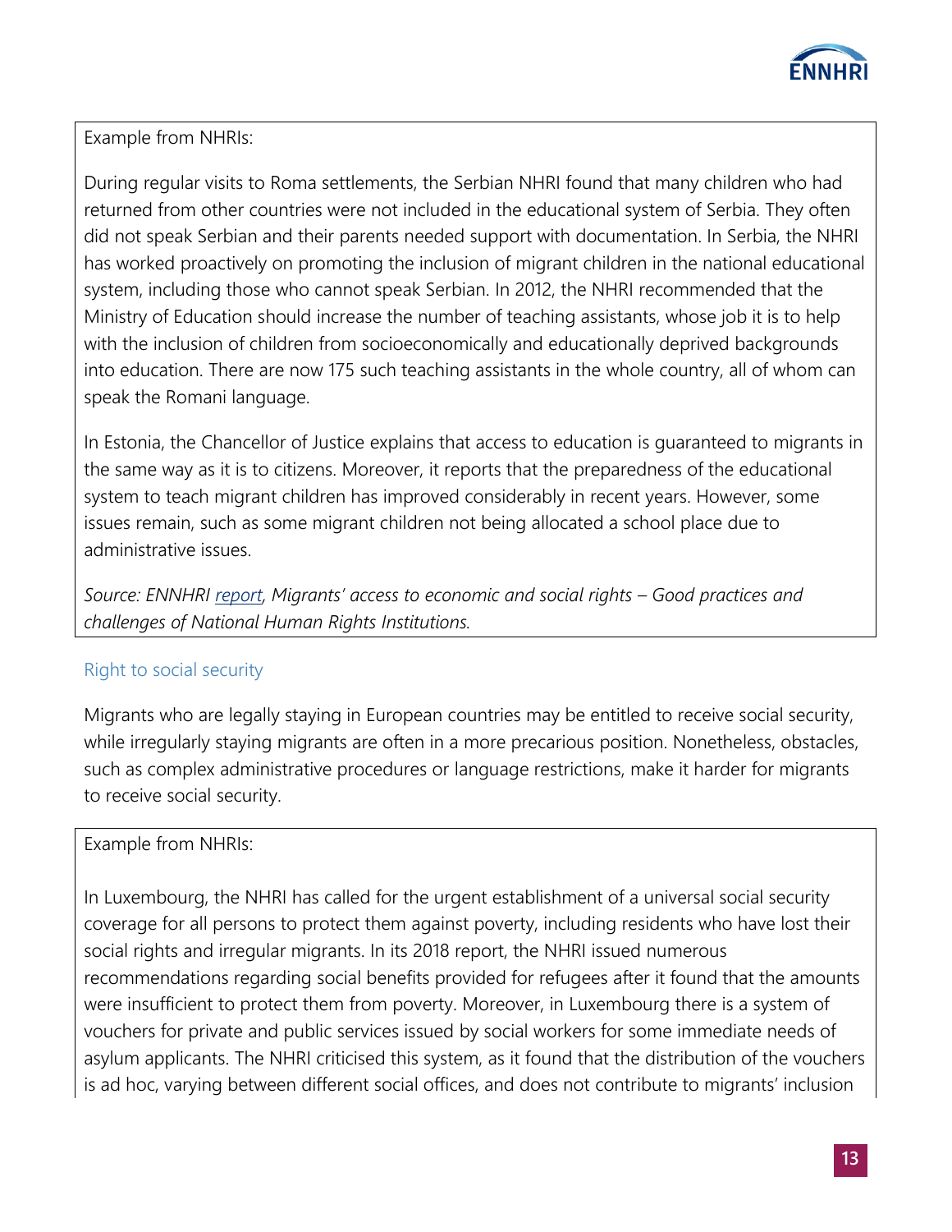Example from NHRIs:

During regular visits to Roma settlements, the Serbian NHRI found that many children who had returned from other countries were not included in the educational system of Serbia. They often did not speak Serbian and their parents needed support with documentation. In Serbia, the NHRI has worked proactively on promoting the inclusion of migrant children in the national educational system, including those who cannot speak Serbian. In 2012, the NHRI recommended that the Ministry of Education should increase the number of teaching assistants, whose job it is to help with the inclusion of children from socioeconomically and educationally deprived backgrounds into education. There are now 175 such teaching assistants in the whole country, all of whom can speak the Romani language.

In Estonia, the Chancellor of Justice explains that access to education is guaranteed to migrants in the same way as it is to citizens. Moreover, it reports that the preparedness of the educational system to teach migrant children has improved considerably in recent years. However, some issues remain, such as some migrant children not being allocated a school place due to administrative issues.

*Source: ENNHRI report, Migrants' access to economic and social rights – Good practices and challenges of National Human Rights Institutions.*

### Right to social security

Migrants who are legally staying in European countries may be entitled to receive social security, while irregularly staying migrants are often in a more precarious position. Nonetheless, obstacles, such as complex administrative procedures or language restrictions, make it harder for migrants to receive social security.

Example from NHRIs:

In Luxembourg, the NHRI has called for the urgent establishment of a universal social security coverage for all persons to protect them against poverty, including residents who have lost their social rights and irregular migrants. In its 2018 report, the NHRI issued numerous recommendations regarding social benefits provided for refugees after it found that the amounts were insufficient to protect them from poverty. Moreover, in Luxembourg there is a system of vouchers for private and public services issued by social workers for some immediate needs of asylum applicants. The NHRI criticised this system, as it found that the distribution of the vouchers is ad hoc, varying between different social offices, and does not contribute to migrants' inclusion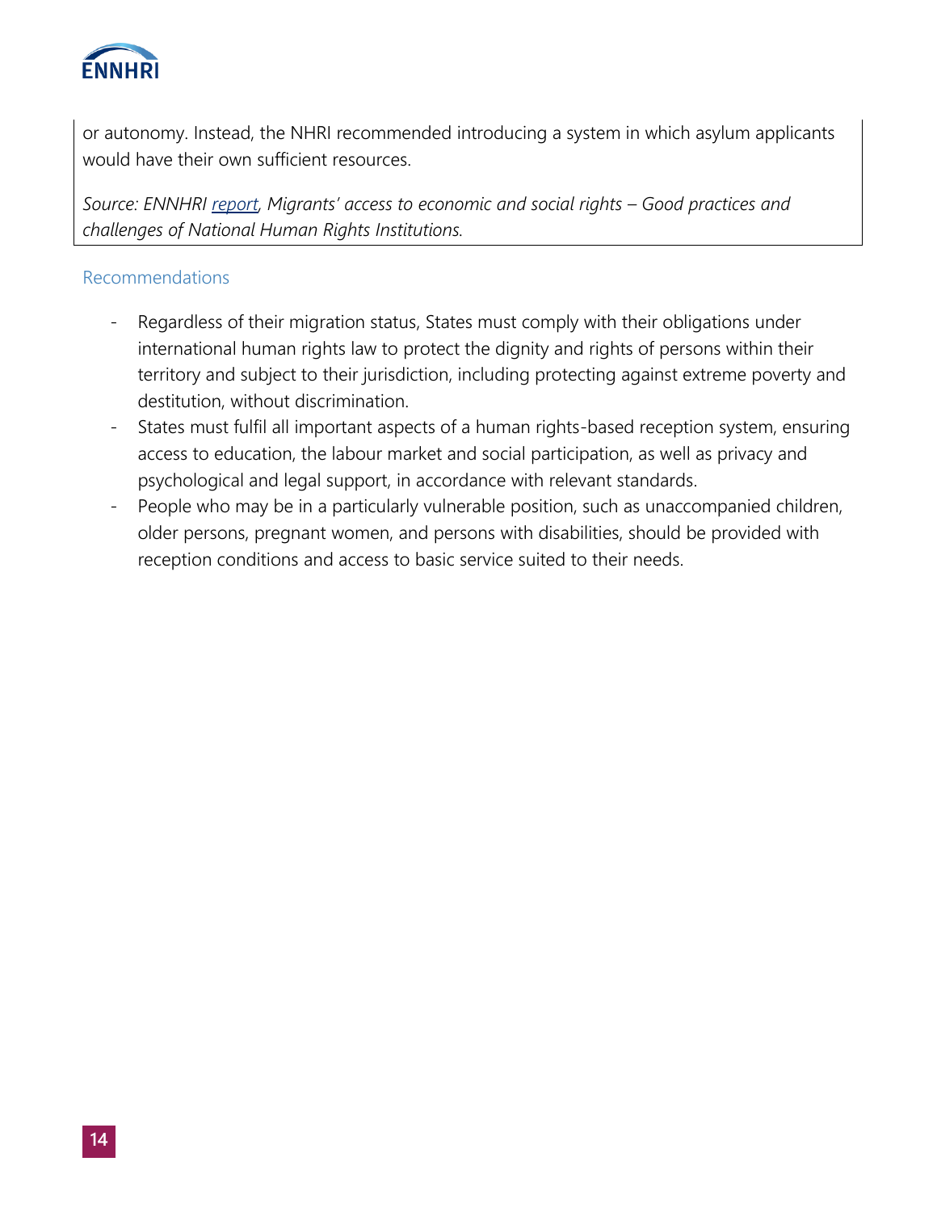or autonomy. Instead, the NHRI recommended introducing a system in which asylum applicants would have their own sufficient resources.

*Source: ENNHRI report, Migrants' access to economic and social rights – Good practices and challenges of National Human Rights Institutions.*

### Recommendations

- Regardless of their migration status, States must comply with their obligations under international human rights law to protect the dignity and rights of persons within their territory and subject to their jurisdiction, including protecting against extreme poverty and destitution, without discrimination.
- States must fulfil all important aspects of a human rights-based reception system, ensuring access to education, the labour market and social participation, as well as privacy and psychological and legal support, in accordance with relevant standards.
- People who may be in a particularly vulnerable position, such as unaccompanied children, older persons, pregnant women, and persons with disabilities, should be provided with reception conditions and access to basic service suited to their needs.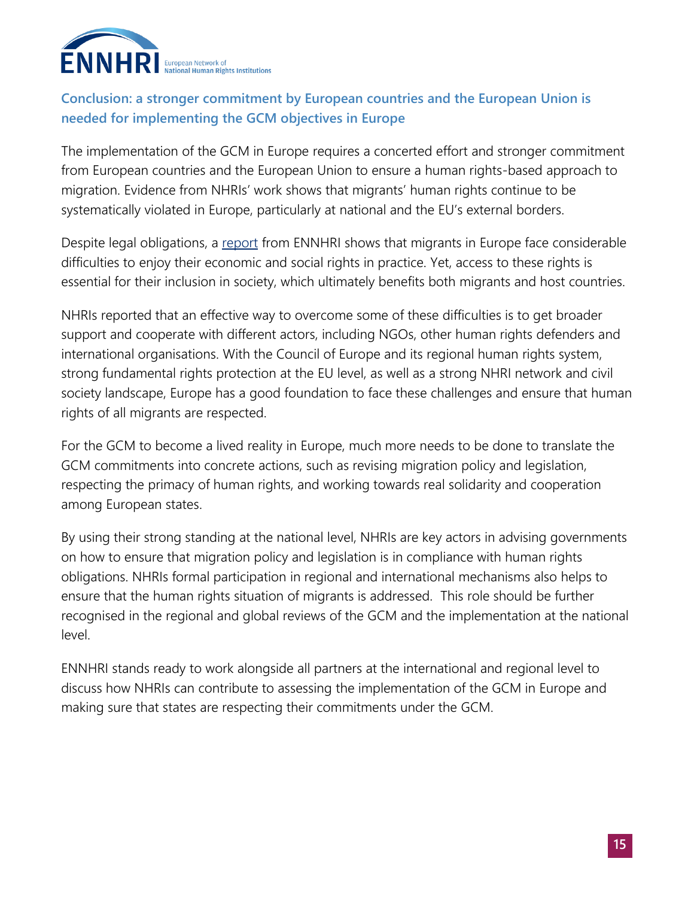## Conclusion: a stronger commitment by European countries and the European Union is needed for implementing the GCM objectives in Europe

The implementation of the GCM in Europe requires a concerted effort and stronger commitment from European countries and the European Union to ensure a human rights-based approach to migration. Evidence from NHRIs' work shows that migrants' human rights continue to be systematically violated in Europe, particularly at national and the EU's external borders.

Despite legal obligations, a report from ENNHRI shows that migrants in Europe face considerable difficulties to enjoy their economic and social rights in practice. Yet, access to these rights is essential for their inclusion in society, which ultimately benefits both migrants and host countries.

NHRIs reported that an effective way to overcome some of these difficulties is to get broader support and cooperate with different actors, including NGOs, other human rights defenders and international organisations. With the Council of Europe and its regional human rights system, strong fundamental rights protection at the EU level, as well as a strong NHRI network and civil society landscape, Europe has a good foundation to face these challenges and ensure that human rights of all migrants are respected.

For the GCM to become a lived reality in Europe, much more needs to be done to translate the GCM commitments into concrete actions, such as revising migration policy and legislation, respecting the primacy of human rights, and working towards real solidarity and cooperation among European states.

By using their strong standing at the national level, NHRIs are key actors in advising governments on how to ensure that migration policy and legislation is in compliance with human rights obligations. NHRIs formal participation in regional and international mechanisms also helps to ensure that the human rights situation of migrants is addressed. This role should be further recognised in the regional and global reviews of the GCM and the implementation at the national level.

ENNHRI stands ready to work alongside all partners at the international and regional level to discuss how NHRIs can contribute to assessing the implementation of the GCM in Europe and making sure that states are respecting their commitments under the GCM.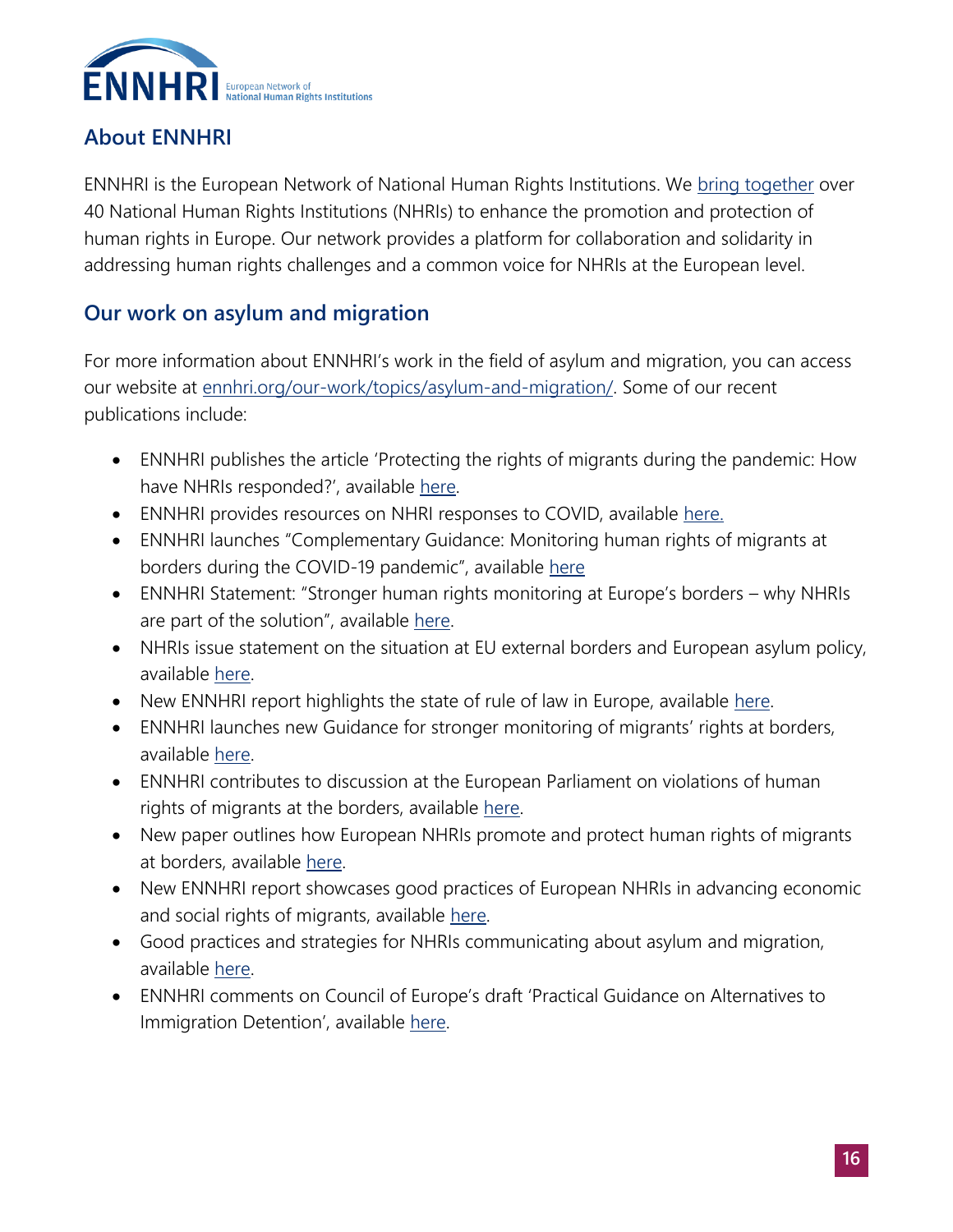## About ENNHRI

ENNHRI is the European Network of National Human Rights Institutions. We bring together over 40 National Human Rights Institutions (NHRIs) to enhance the promotion and protection of human rights in Europe. Our network provides a platform for collaboration and solidarity in addressing human rights challenges and a common voice for NHRIs at the European level.

## Our work on asylum and migration

For more information about ENNHRI's work in the field of asylum and migration, you can access our website at ennhri.org/our-work/topics/asylum-and-migration/. Some of our recent publications include:

- ENNHRI publishes the article 'Protecting the rights of migrants during the pandemic: How have NHRIs responded?', available here.
- ENNHRI provides resources on NHRI responses to COVID, available here.
- ENNHRI launches "Complementary Guidance: Monitoring human rights of migrants at borders during the COVID-19 pandemic", available here
- ENNHRI Statement: "Stronger human rights monitoring at Europe's borders – why NHRIs are part of the solution", available here.
- NHRIs issue statement on the situation at EU external borders and European asylum policy, available here.
- New ENNHRI report highlights the state of rule of law in Europe, available here.
- ENNHRI launches new Guidance for stronger monitoring of migrants' rights at borders, available here.
- ENNHRI contributes to discussion at the European Parliament on violations of human rights of migrants at the borders, available here.
- New paper outlines how European NHRIs promote and protect human rights of migrants at borders, available here.
- New ENNHRI report showcases good practices of European NHRIs in advancing economic and social rights of migrants, available here.
- Good practices and strategies for NHRIs communicating about asylum and migration, available here.
- ENNHRI comments on Council of Europe's draft 'Practical Guidance on Alternatives to Immigration Detention', available here.